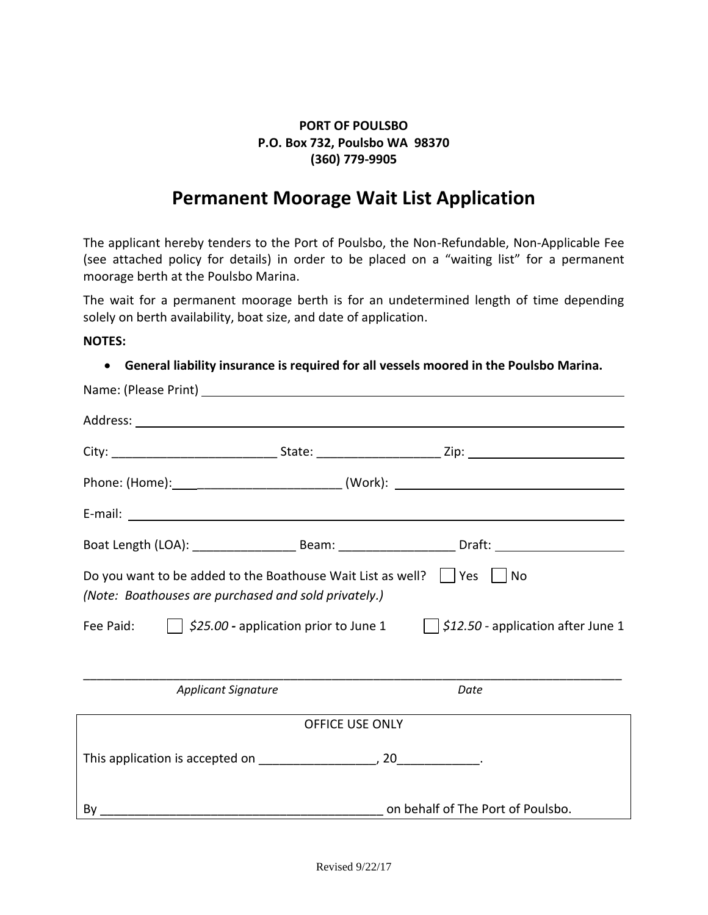**PORT OF POULSBO**
**P.O. Box 732, Poulsbo WA 98370**
**(360) 779-9905**

# Permanent Moorage Wait List Application

The applicant hereby tenders to the Port of Poulsbo, the Non-Refundable, Non-Applicable Fee (see attached policy for details) in order to be placed on a "waiting list" for a permanent moorage berth at the Poulsbo Marina.

The wait for a permanent moorage berth is for an undetermined length of time depending solely on berth availability, boat size, and date of application.

**NOTES:**

- **General liability insurance is required for all vessels moored in the Poulsbo Marina.**

Name: (Please Print) ______________________________

Address: ______________________________

City: ________________________ State: __________________ Zip: ______________________

Phone: (Home):______________________ (Work): ______________________

E-mail: ______________________________

Boat Length (LOA): _______________ Beam: _________________ Draft: ___________________

Do you want to be added to the Boathouse Wait List as well? ☐ Yes ☐ No
*(Note: Boathouses are purchased and sold privately.)*

Fee Paid: ☐ *$25.00* - application prior to June 1 ☐ *$12.50* - application after June 1

______________________________________________________________________

*Applicant Signature* *Date*

OFFICE USE ONLY

This application is accepted on _________________, 20____________.

By _________________________________________ on behalf of The Port of Poulsbo.

Revised 9/22/17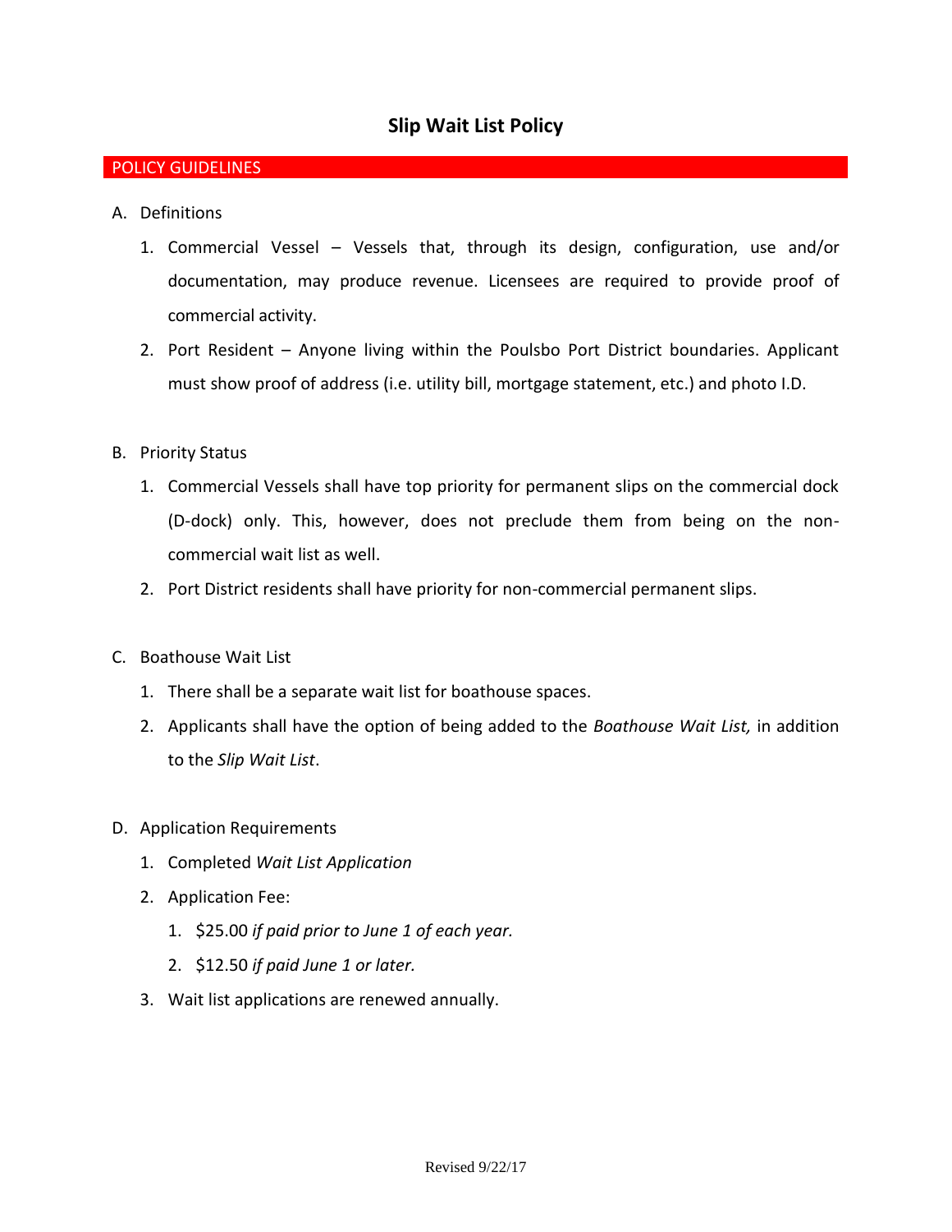# Slip Wait List Policy

## POLICY GUIDELINES

A. Definitions

1. Commercial Vessel – Vessels that, through its design, configuration, use and/or documentation, may produce revenue. Licensees are required to provide proof of commercial activity.
2. Port Resident – Anyone living within the Poulsbo Port District boundaries. Applicant must show proof of address (i.e. utility bill, mortgage statement, etc.) and photo I.D.

B. Priority Status

1. Commercial Vessels shall have top priority for permanent slips on the commercial dock (D-dock) only. This, however, does not preclude them from being on the non-commercial wait list as well.
2. Port District residents shall have priority for non-commercial permanent slips.

C. Boathouse Wait List

1. There shall be a separate wait list for boathouse spaces.
2. Applicants shall have the option of being added to the *Boathouse Wait List,* in addition to the *Slip Wait List*.

D. Application Requirements

1. Completed *Wait List Application*
2. Application Fee:
    1. $25.00 *if paid prior to June 1 of each year.*
    2. $12.50 *if paid June 1 or later.*
3. Wait list applications are renewed annually.

Revised 9/22/17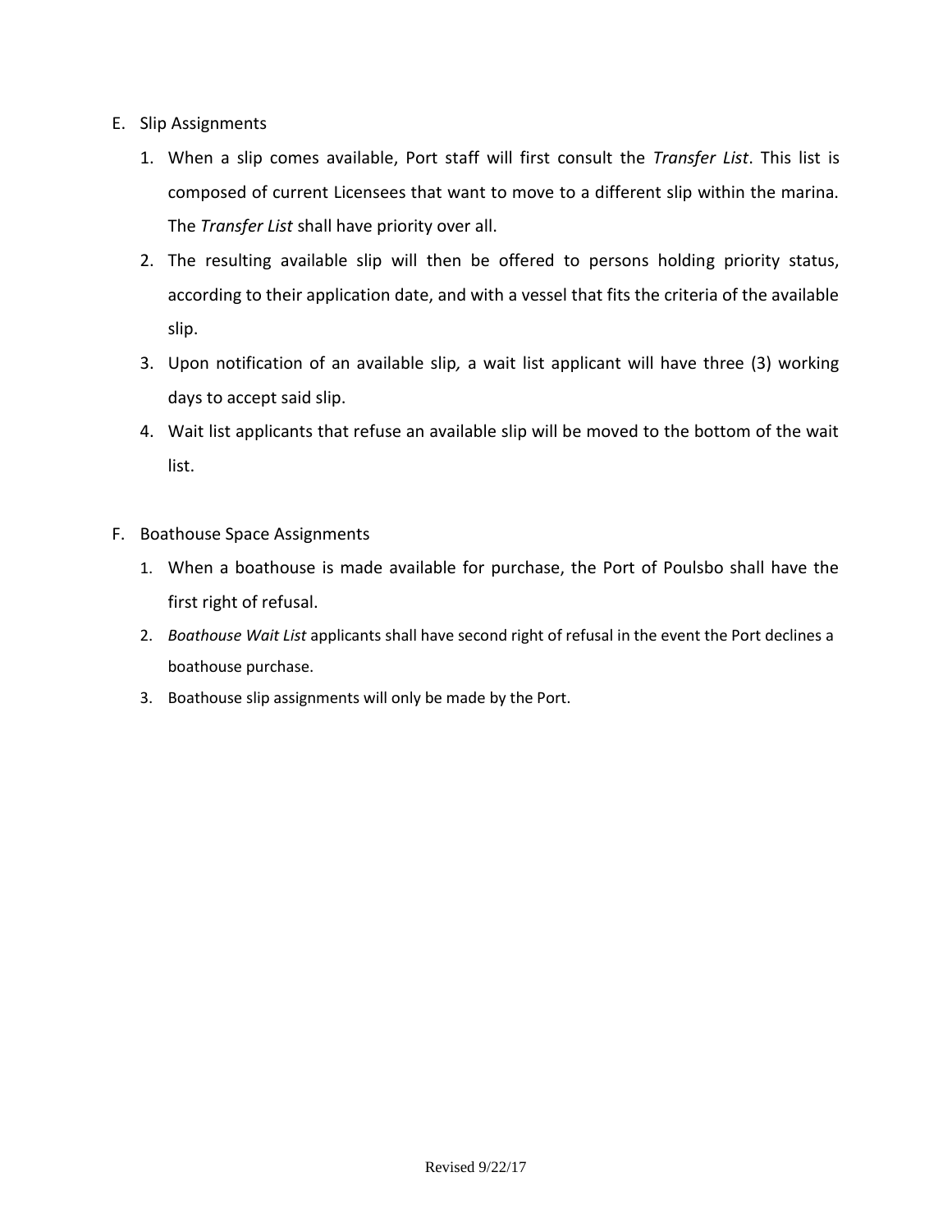E. Slip Assignments

1. When a slip comes available, Port staff will first consult the *Transfer List*. This list is composed of current Licensees that want to move to a different slip within the marina. The *Transfer List* shall have priority over all.
2. The resulting available slip will then be offered to persons holding priority status, according to their application date, and with a vessel that fits the criteria of the available slip.
3. Upon notification of an available slip, a wait list applicant will have three (3) working days to accept said slip.
4. Wait list applicants that refuse an available slip will be moved to the bottom of the wait list.

F. Boathouse Space Assignments

1. When a boathouse is made available for purchase, the Port of Poulsbo shall have the first right of refusal.
2. *Boathouse Wait List* applicants shall have second right of refusal in the event the Port declines a boathouse purchase.
3. Boathouse slip assignments will only be made by the Port.

Revised 9/22/17